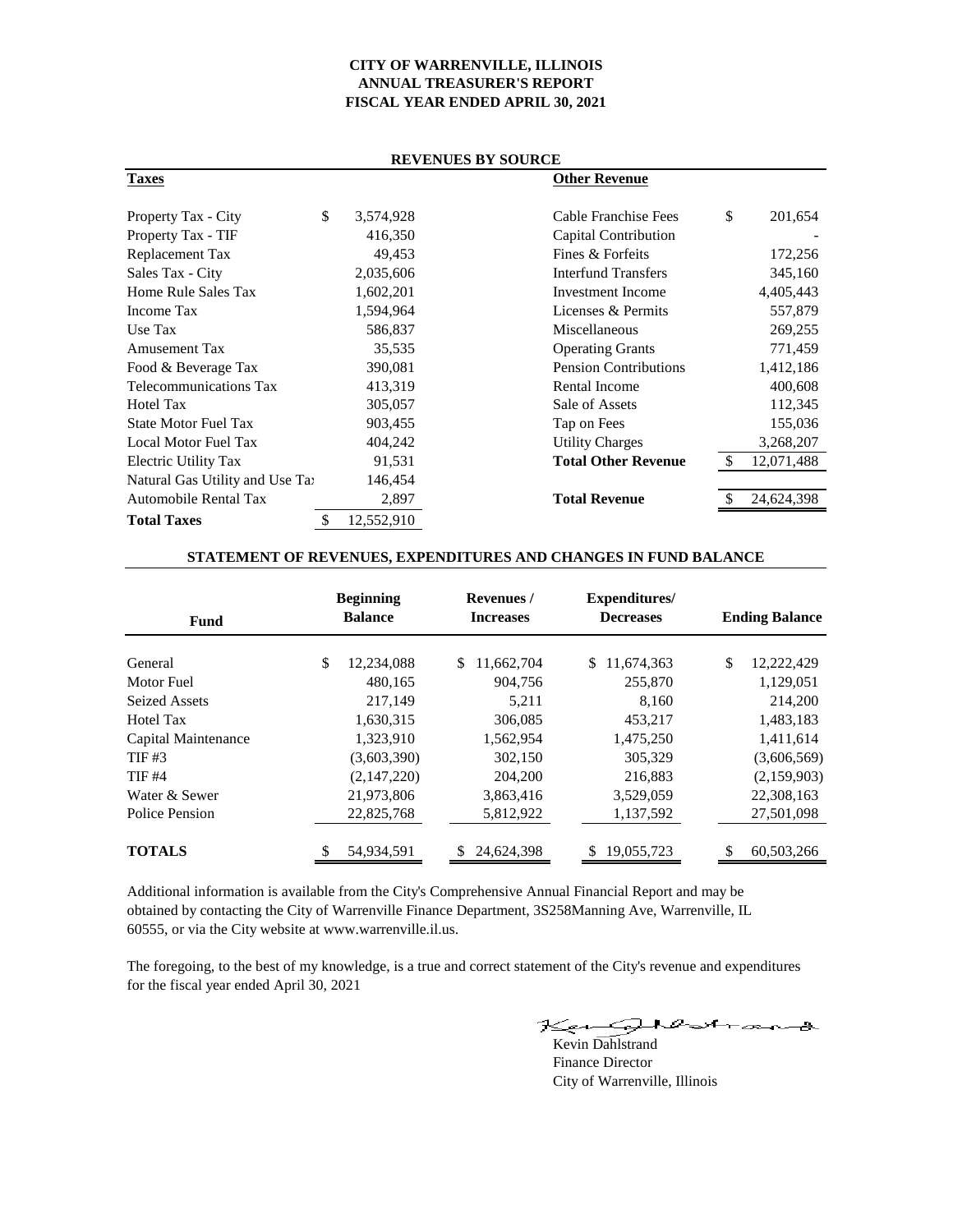# CITY OF WARRENVILLE, ILLINOIS
## ANNUAL TREASURER'S REPORT
## FISCAL YEAR ENDED APRIL 30, 2021

### REVENUES BY SOURCE

| **Taxes** | | **Other Revenue** | |
|---|---|---|---|
| Property Tax - City | $ 3,574,928 | Cable Franchise Fees | $ 201,654 |
| Property Tax - TIF | 416,350 | Capital Contribution | - |
| Replacement Tax | 49,453 | Fines & Forfeits | 172,256 |
| Sales Tax - City | 2,035,606 | Interfund Transfers | 345,160 |
| Home Rule Sales Tax | 1,602,201 | Investment Income | 4,405,443 |
| Income Tax | 1,594,964 | Licenses & Permits | 557,879 |
| Use Tax | 586,837 | Miscellaneous | 269,255 |
| Amusement Tax | 35,535 | Operating Grants | 771,459 |
| Food & Beverage Tax | 390,081 | Pension Contributions | 1,412,186 |
| Telecommunications Tax | 413,319 | Rental Income | 400,608 |
| Hotel Tax | 305,057 | Sale of Assets | 112,345 |
| State Motor Fuel Tax | 903,455 | Tap on Fees | 155,036 |
| Local Motor Fuel Tax | 404,242 | Utility Charges | 3,268,207 |
| Electric Utility Tax | 91,531 | **Total Other Revenue** | $ 12,071,488 |
| Natural Gas Utility and Use Tax | 146,454 | | |
| Automobile Rental Tax | 2,897 | **Total Revenue** | $ 24,624,398 |
| **Total Taxes** | $ 12,552,910 | | |

### STATEMENT OF REVENUES, EXPENDITURES AND CHANGES IN FUND BALANCE

| Fund | Beginning Balance | Revenues / Increases | Expenditures/ Decreases | Ending Balance |
|---|---|---|---|---|
| General | $ 12,234,088 | $ 11,662,704 | $ 11,674,363 | $ 12,222,429 |
| Motor Fuel | 480,165 | 904,756 | 255,870 | 1,129,051 |
| Seized Assets | 217,149 | 5,211 | 8,160 | 214,200 |
| Hotel Tax | 1,630,315 | 306,085 | 453,217 | 1,483,183 |
| Capital Maintenance | 1,323,910 | 1,562,954 | 1,475,250 | 1,411,614 |
| TIF #3 | (3,603,390) | 302,150 | 305,329 | (3,606,569) |
| TIF #4 | (2,147,220) | 204,200 | 216,883 | (2,159,903) |
| Water & Sewer | 21,973,806 | 3,863,416 | 3,529,059 | 22,308,163 |
| Police Pension | 22,825,768 | 5,812,922 | 1,137,592 | 27,501,098 |
| **TOTALS** | $ 54,934,591 | $ 24,624,398 | $ 19,055,723 | $ 60,503,266 |

Additional information is available from the City's Comprehensive Annual Financial Report and may be obtained by contacting the City of Warrenville Finance Department, 3S258Manning Ave, Warrenville, IL 60555, or via the City website at www.warrenville.il.us.

The foregoing, to the best of my knowledge, is a true and correct statement of the City's revenue and expenditures for the fiscal year ended April 30, 2021

Kevin Dahlstrand
Finance Director
City of Warrenville, Illinois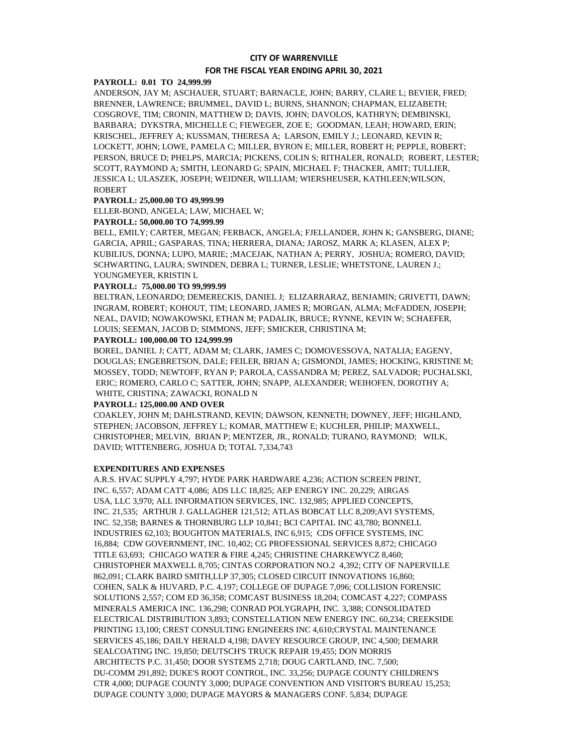**CITY OF WARRENVILLE**

**FOR THE FISCAL YEAR ENDING APRIL 30, 2021**

**PAYROLL: 0.01 TO 24,999.99**

ANDERSON, JAY M; ASCHAUER, STUART; BARNACLE, JOHN; BARRY, CLARE L; BEVIER, FRED; BRENNER, LAWRENCE; BRUMMEL, DAVID L; BURNS, SHANNON; CHAPMAN, ELIZABETH; COSGROVE, TIM; CRONIN, MATTHEW D; DAVIS, JOHN; DAVOLOS, KATHRYN; DEMBINSKI, BARBARA; DYKSTRA, MICHELLE C; FIEWEGER, ZOE E; GOODMAN, LEAH; HOWARD, ERIN; KRISCHEL, JEFFREY A; KUSSMAN, THERESA A; LARSON, EMILY J.; LEONARD, KEVIN R; LOCKETT, JOHN; LOWE, PAMELA C; MILLER, BYRON E; MILLER, ROBERT H; PEPPLE, ROBERT; PERSON, BRUCE D; PHELPS, MARCIA; PICKENS, COLIN S; RITHALER, RONALD; ROBERT, LESTER; SCOTT, RAYMOND A; SMITH, LEONARD G; SPAIN, MICHAEL F; THACKER, AMIT; TULLIER, JESSICA L; ULASZEK, JOSEPH; WEIDNER, WILLIAM; WIERSHEUSER, KATHLEEN;WILSON, ROBERT

**PAYROLL: 25,000.00 TO 49,999.99**

ELLER-BOND, ANGELA; LAW, MICHAEL W;

**PAYROLL: 50,000.00 TO 74,999.99**

BELL, EMILY; CARTER, MEGAN; FERBACK, ANGELA; FJELLANDER, JOHN K; GANSBERG, DIANE; GARCIA, APRIL; GASPARAS, TINA; HERRERA, DIANA; JAROSZ, MARK A; KLASEN, ALEX P; KUBILIUS, DONNA; LUPO, MARIE; ;MACEJAK, NATHAN A; PERRY, JOSHUA; ROMERO, DAVID; SCHWARTING, LAURA; SWINDEN, DEBRA L; TURNER, LESLIE; WHETSTONE, LAUREN J.; YOUNGMEYER, KRISTIN L

**PAYROLL: 75,000.00 TO 99,999.99**

BELTRAN, LEONARDO; DEMERECKIS, DANIEL J; ELIZARRARAZ, BENJAMIN; GRIVETTI, DAWN; INGRAM, ROBERT; KOHOUT, TIM; LEONARD, JAMES R; MORGAN, ALMA; McFADDEN, JOSEPH; NEAL, DAVID; NOWAKOWSKI, ETHAN M; PADALIK, BRUCE; RYNNE, KEVIN W; SCHAEFER, LOUIS; SEEMAN, JACOB D; SIMMONS, JEFF; SMICKER, CHRISTINA M;

**PAYROLL: 100,000.00 TO 124,999.99**

BOREL, DANIEL J; CATT, ADAM M; CLARK, JAMES C; DOMOVESSOVA, NATALIA; EAGENY, DOUGLAS; ENGEBRETSON, DALE; FEILER, BRIAN A; GISMONDI, JAMES; HOCKING, KRISTINE M; MOSSEY, TODD; NEWTOFF, RYAN P; PAROLA, CASSANDRA M; PEREZ, SALVADOR; PUCHALSKI, ERIC; ROMERO, CARLO C; SATTER, JOHN; SNAPP, ALEXANDER; WEIHOFEN, DOROTHY A; WHITE, CRISTINA; ZAWACKI, RONALD N

**PAYROLL: 125,000.00 AND OVER**

COAKLEY, JOHN M; DAHLSTRAND, KEVIN; DAWSON, KENNETH; DOWNEY, JEFF; HIGHLAND, STEPHEN; JACOBSON, JEFFREY L; KOMAR, MATTHEW E; KUCHLER, PHILIP; MAXWELL, CHRISTOPHER; MELVIN, BRIAN P; MENTZER, JR., RONALD; TURANO, RAYMOND; WILK, DAVID; WITTENBERG, JOSHUA D; TOTAL 7,334,743

**EXPENDITURES AND EXPENSES**

A.R.S. HVAC SUPPLY 4,797; HYDE PARK HARDWARE 4,236; ACTION SCREEN PRINT, INC. 6,557; ADAM CATT 4,086; ADS LLC 18,825; AEP ENERGY INC. 20,229; AIRGAS USA, LLC 3,970; ALL INFORMATION SERVICES, INC. 132,985; APPLIED CONCEPTS, INC. 21,535; ARTHUR J. GALLAGHER 121,512; ATLAS BOBCAT LLC 8,209;AVI SYSTEMS, INC. 52,358; BARNES & THORNBURG LLP 10,841; BCI CAPITAL INC 43,780; BONNELL INDUSTRIES 62,103; BOUGHTON MATERIALS, INC 6,915; CDS OFFICE SYSTEMS, INC 16,884; CDW GOVERNMENT, INC. 10,402; CG PROFESSIONAL SERVICES 8,872; CHICAGO TITLE 63,693; CHICAGO WATER & FIRE 4,245; CHRISTINE CHARKEWYCZ 8,460; CHRISTOPHER MAXWELL 8,705; CINTAS CORPORATION NO.2 4,392; CITY OF NAPERVILLE 862,091; CLARK BAIRD SMITH,LLP 37,305; CLOSED CIRCUIT INNOVATIONS 16,860; COHEN, SALK & HUVARD, P.C. 4,197; COLLEGE OF DUPAGE 7,096; COLLISION FORENSIC SOLUTIONS 2,557; COM ED 36,358; COMCAST BUSINESS 18,204; COMCAST 4,227; COMPASS MINERALS AMERICA INC. 136,298; CONRAD POLYGRAPH, INC. 3,388; CONSOLIDATED ELECTRICAL DISTRIBUTION 3,893; CONSTELLATION NEW ENERGY INC. 60,234; CREEKSIDE PRINTING 13,100; CREST CONSULTING ENGINEERS INC 4,610;CRYSTAL MAINTENANCE SERVICES 45,186; DAILY HERALD 4,198; DAVEY RESOURCE GROUP, INC 4,500; DEMARR SEALCOATING INC. 19,850; DEUTSCH'S TRUCK REPAIR 19,455; DON MORRIS ARCHITECTS P.C. 31,450; DOOR SYSTEMS 2,718; DOUG CARTLAND, INC. 7,500; DU-COMM 291,892; DUKE'S ROOT CONTROL, INC. 33,256; DUPAGE COUNTY CHILDREN'S CTR 4,000; DUPAGE COUNTY 3,000; DUPAGE CONVENTION AND VISITOR'S BUREAU 15,253; DUPAGE COUNTY 3,000; DUPAGE MAYORS & MANAGERS CONF. 5,834; DUPAGE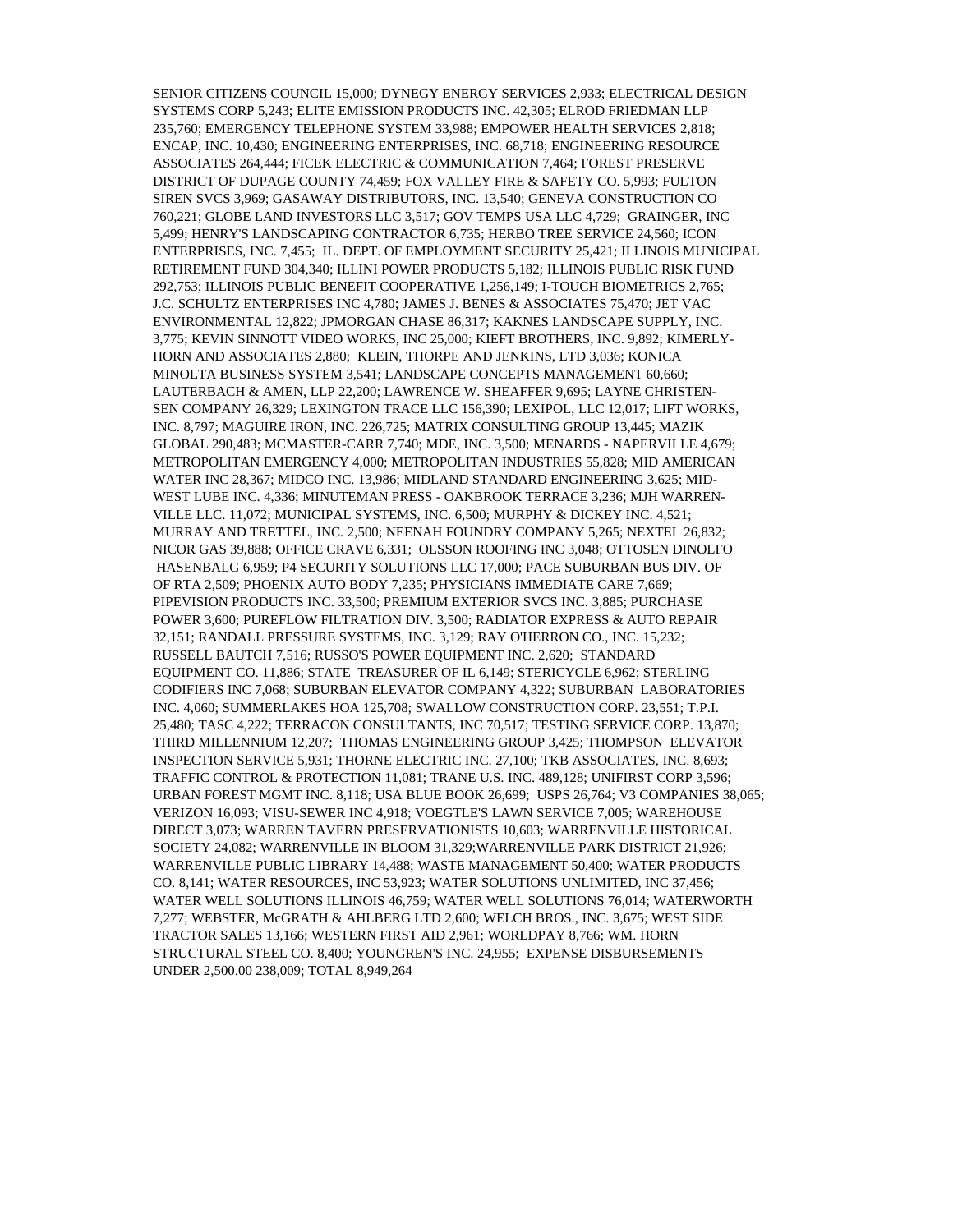SENIOR CITIZENS COUNCIL 15,000; DYNEGY ENERGY SERVICES 2,933; ELECTRICAL DESIGN SYSTEMS CORP 5,243; ELITE EMISSION PRODUCTS INC. 42,305; ELROD FRIEDMAN LLP 235,760; EMERGENCY TELEPHONE SYSTEM 33,988; EMPOWER HEALTH SERVICES 2,818; ENCAP, INC. 10,430; ENGINEERING ENTERPRISES, INC. 68,718; ENGINEERING RESOURCE ASSOCIATES 264,444; FICEK ELECTRIC & COMMUNICATION 7,464; FOREST PRESERVE DISTRICT OF DUPAGE COUNTY 74,459; FOX VALLEY FIRE & SAFETY CO. 5,993; FULTON SIREN SVCS 3,969; GASAWAY DISTRIBUTORS, INC. 13,540; GENEVA CONSTRUCTION CO 760,221; GLOBE LAND INVESTORS LLC 3,517; GOV TEMPS USA LLC 4,729; GRAINGER, INC 5,499; HENRY'S LANDSCAPING CONTRACTOR 6,735; HERBO TREE SERVICE 24,560; ICON ENTERPRISES, INC. 7,455; IL. DEPT. OF EMPLOYMENT SECURITY 25,421; ILLINOIS MUNICIPAL RETIREMENT FUND 304,340; ILLINI POWER PRODUCTS 5,182; ILLINOIS PUBLIC RISK FUND 292,753; ILLINOIS PUBLIC BENEFIT COOPERATIVE 1,256,149; I-TOUCH BIOMETRICS 2,765; J.C. SCHULTZ ENTERPRISES INC 4,780; JAMES J. BENES & ASSOCIATES 75,470; JET VAC ENVIRONMENTAL 12,822; JPMORGAN CHASE 86,317; KAKNES LANDSCAPE SUPPLY, INC. 3,775; KEVIN SINNOTT VIDEO WORKS, INC 25,000; KIEFT BROTHERS, INC. 9,892; KIMERLY-HORN AND ASSOCIATES 2,880; KLEIN, THORPE AND JENKINS, LTD 3,036; KONICA MINOLTA BUSINESS SYSTEM 3,541; LANDSCAPE CONCEPTS MANAGEMENT 60,660; LAUTERBACH & AMEN, LLP 22,200; LAWRENCE W. SHEAFFER 9,695; LAYNE CHRISTEN-SEN COMPANY 26,329; LEXINGTON TRACE LLC 156,390; LEXIPOL, LLC 12,017; LIFT WORKS, INC. 8,797; MAGUIRE IRON, INC. 226,725; MATRIX CONSULTING GROUP 13,445; MAZIK GLOBAL 290,483; MCMASTER-CARR 7,740; MDE, INC. 3,500; MENARDS - NAPERVILLE 4,679; METROPOLITAN EMERGENCY 4,000; METROPOLITAN INDUSTRIES 55,828; MID AMERICAN WATER INC 28,367; MIDCO INC. 13,986; MIDLAND STANDARD ENGINEERING 3,625; MID-WEST LUBE INC. 4,336; MINUTEMAN PRESS - OAKBROOK TERRACE 3,236; MJH WARREN-VILLE LLC. 11,072; MUNICIPAL SYSTEMS, INC. 6,500; MURPHY & DICKEY INC. 4,521; MURRAY AND TRETTEL, INC. 2,500; NEENAH FOUNDRY COMPANY 5,265; NEXTEL 26,832; NICOR GAS 39,888; OFFICE CRAVE 6,331; OLSSON ROOFING INC 3,048; OTTOSEN DINOLFO HASENBALG 6,959; P4 SECURITY SOLUTIONS LLC 17,000; PACE SUBURBAN BUS DIV. OF OF RTA 2,509; PHOENIX AUTO BODY 7,235; PHYSICIANS IMMEDIATE CARE 7,669; PIPEVISION PRODUCTS INC. 33,500; PREMIUM EXTERIOR SVCS INC. 3,885; PURCHASE POWER 3,600; PUREFLOW FILTRATION DIV. 3,500; RADIATOR EXPRESS & AUTO REPAIR 32,151; RANDALL PRESSURE SYSTEMS, INC. 3,129; RAY O'HERRON CO., INC. 15,232; RUSSELL BAUTCH 7,516; RUSSO'S POWER EQUIPMENT INC. 2,620; STANDARD EQUIPMENT CO. 11,886; STATE TREASURER OF IL 6,149; STERICYCLE 6,962; STERLING CODIFIERS INC 7,068; SUBURBAN ELEVATOR COMPANY 4,322; SUBURBAN LABORATORIES INC. 4,060; SUMMERLAKES HOA 125,708; SWALLOW CONSTRUCTION CORP. 23,551; T.P.I. 25,480; TASC 4,222; TERRACON CONSULTANTS, INC 70,517; TESTING SERVICE CORP. 13,870; THIRD MILLENNIUM 12,207; THOMAS ENGINEERING GROUP 3,425; THOMPSON ELEVATOR INSPECTION SERVICE 5,931; THORNE ELECTRIC INC. 27,100; TKB ASSOCIATES, INC. 8,693; TRAFFIC CONTROL & PROTECTION 11,081; TRANE U.S. INC. 489,128; UNIFIRST CORP 3,596; URBAN FOREST MGMT INC. 8,118; USA BLUE BOOK 26,699; USPS 26,764; V3 COMPANIES 38,065; VERIZON 16,093; VISU-SEWER INC 4,918; VOEGTLE'S LAWN SERVICE 7,005; WAREHOUSE DIRECT 3,073; WARREN TAVERN PRESERVATIONISTS 10,603; WARRENVILLE HISTORICAL SOCIETY 24,082; WARRENVILLE IN BLOOM 31,329;WARRENVILLE PARK DISTRICT 21,926; WARRENVILLE PUBLIC LIBRARY 14,488; WASTE MANAGEMENT 50,400; WATER PRODUCTS CO. 8,141; WATER RESOURCES, INC 53,923; WATER SOLUTIONS UNLIMITED, INC 37,456; WATER WELL SOLUTIONS ILLINOIS 46,759; WATER WELL SOLUTIONS 76,014; WATERWORTH 7,277; WEBSTER, McGRATH & AHLBERG LTD 2,600; WELCH BROS., INC. 3,675; WEST SIDE TRACTOR SALES 13,166; WESTERN FIRST AID 2,961; WORLDPAY 8,766; WM. HORN STRUCTURAL STEEL CO. 8,400; YOUNGREN'S INC. 24,955; EXPENSE DISBURSEMENTS UNDER 2,500.00 238,009; TOTAL 8,949,264